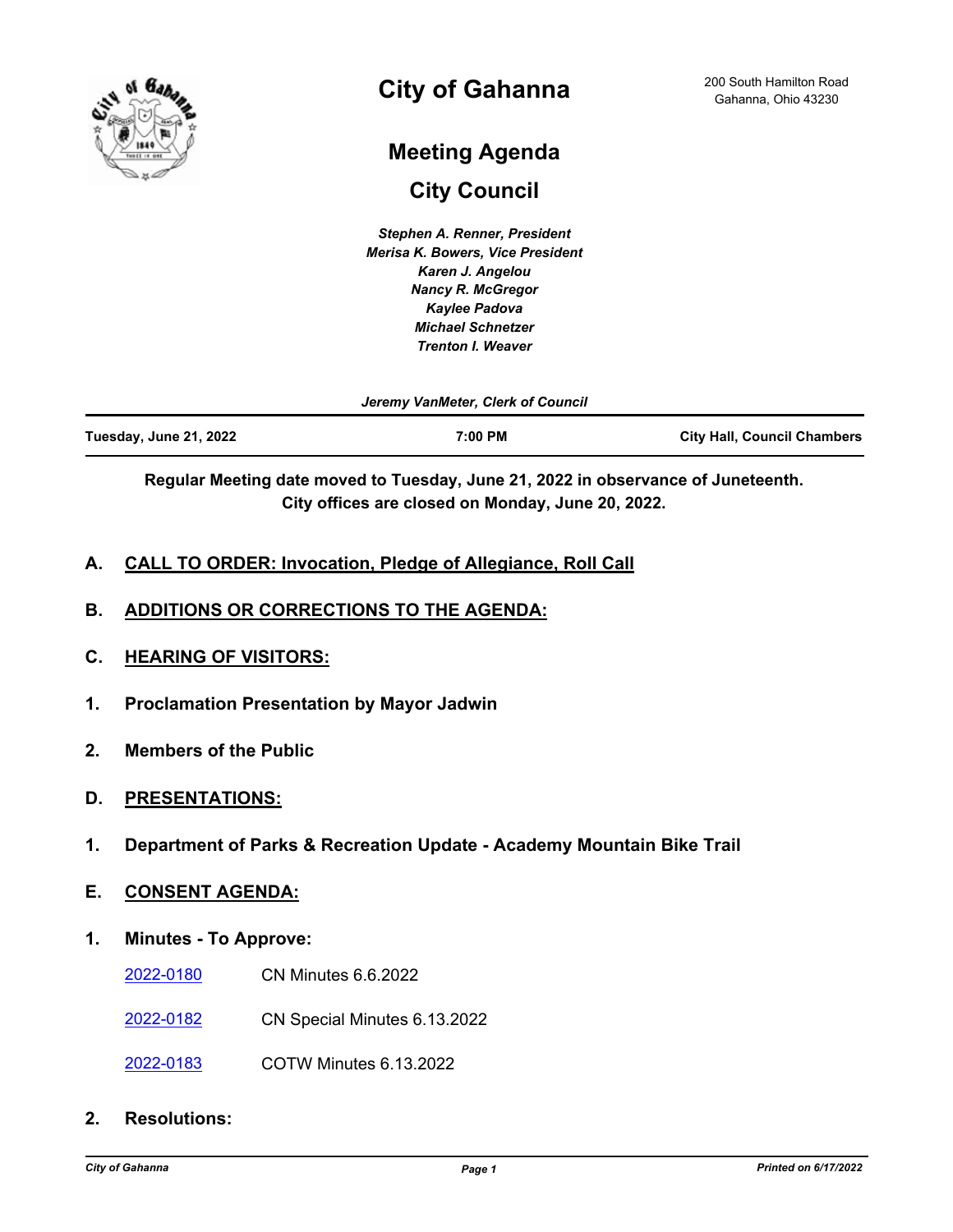# City of Gahanna

200 South Hamilton Road
Gahanna, Ohio 43230

## Meeting Agenda

## City Council

*Stephen A. Renner, President*
*Merisa K. Bowers, Vice President*
*Karen J. Angelou*
*Nancy R. McGregor*
*Kaylee Padova*
*Michael Schnetzer*
*Trenton I. Weaver*

*Jeremy VanMeter, Clerk of Council*

| **Tuesday, June 21, 2022** | **7:00 PM** | **City Hall, Council Chambers** |
|---|---|---|

**Regular Meeting date moved to Tuesday, June 21, 2022 in observance of Juneteenth. City offices are closed on Monday, June 20, 2022.**

**A. CALL TO ORDER: Invocation, Pledge of Allegiance, Roll Call**

**B. ADDITIONS OR CORRECTIONS TO THE AGENDA:**

**C. HEARING OF VISITORS:**

**1. Proclamation Presentation by Mayor Jadwin**

**2. Members of the Public**

**D. PRESENTATIONS:**

**1. Department of Parks & Recreation Update - Academy Mountain Bike Trail**

**E. CONSENT AGENDA:**

**1. Minutes - To Approve:**

2022-0180 CN Minutes 6.6.2022

2022-0182 CN Special Minutes 6.13.2022

2022-0183 COTW Minutes 6.13.2022

**2. Resolutions:**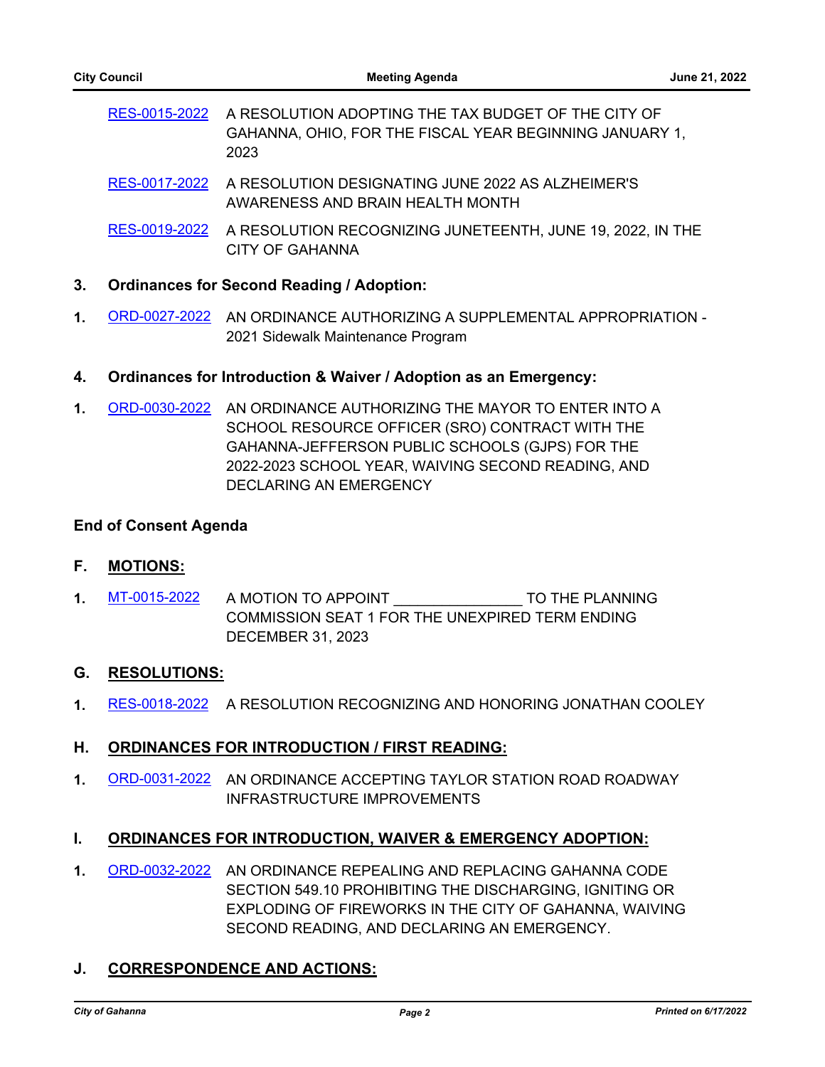RES-0015-2022 A RESOLUTION ADOPTING THE TAX BUDGET OF THE CITY OF GAHANNA, OHIO, FOR THE FISCAL YEAR BEGINNING JANUARY 1, 2023

RES-0017-2022 A RESOLUTION DESIGNATING JUNE 2022 AS ALZHEIMER'S AWARENESS AND BRAIN HEALTH MONTH

RES-0019-2022 A RESOLUTION RECOGNIZING JUNETEENTH, JUNE 19, 2022, IN THE CITY OF GAHANNA

**3. Ordinances for Second Reading / Adoption:**

1. ORD-0027-2022 AN ORDINANCE AUTHORIZING A SUPPLEMENTAL APPROPRIATION - 2021 Sidewalk Maintenance Program

**4. Ordinances for Introduction & Waiver / Adoption as an Emergency:**

1. ORD-0030-2022 AN ORDINANCE AUTHORIZING THE MAYOR TO ENTER INTO A SCHOOL RESOURCE OFFICER (SRO) CONTRACT WITH THE GAHANNA-JEFFERSON PUBLIC SCHOOLS (GJPS) FOR THE 2022-2023 SCHOOL YEAR, WAIVING SECOND READING, AND DECLARING AN EMERGENCY

**End of Consent Agenda**

## F. MOTIONS:

1. MT-0015-2022 A MOTION TO APPOINT _______________ TO THE PLANNING COMMISSION SEAT 1 FOR THE UNEXPIRED TERM ENDING DECEMBER 31, 2023

## G. RESOLUTIONS:

1. RES-0018-2022 A RESOLUTION RECOGNIZING AND HONORING JONATHAN COOLEY

## H. ORDINANCES FOR INTRODUCTION / FIRST READING:

1. ORD-0031-2022 AN ORDINANCE ACCEPTING TAYLOR STATION ROAD ROADWAY INFRASTRUCTURE IMPROVEMENTS

## I. ORDINANCES FOR INTRODUCTION, WAIVER & EMERGENCY ADOPTION:

1. ORD-0032-2022 AN ORDINANCE REPEALING AND REPLACING GAHANNA CODE SECTION 549.10 PROHIBITING THE DISCHARGING, IGNITING OR EXPLODING OF FIREWORKS IN THE CITY OF GAHANNA, WAIVING SECOND READING, AND DECLARING AN EMERGENCY.

## J. CORRESPONDENCE AND ACTIONS: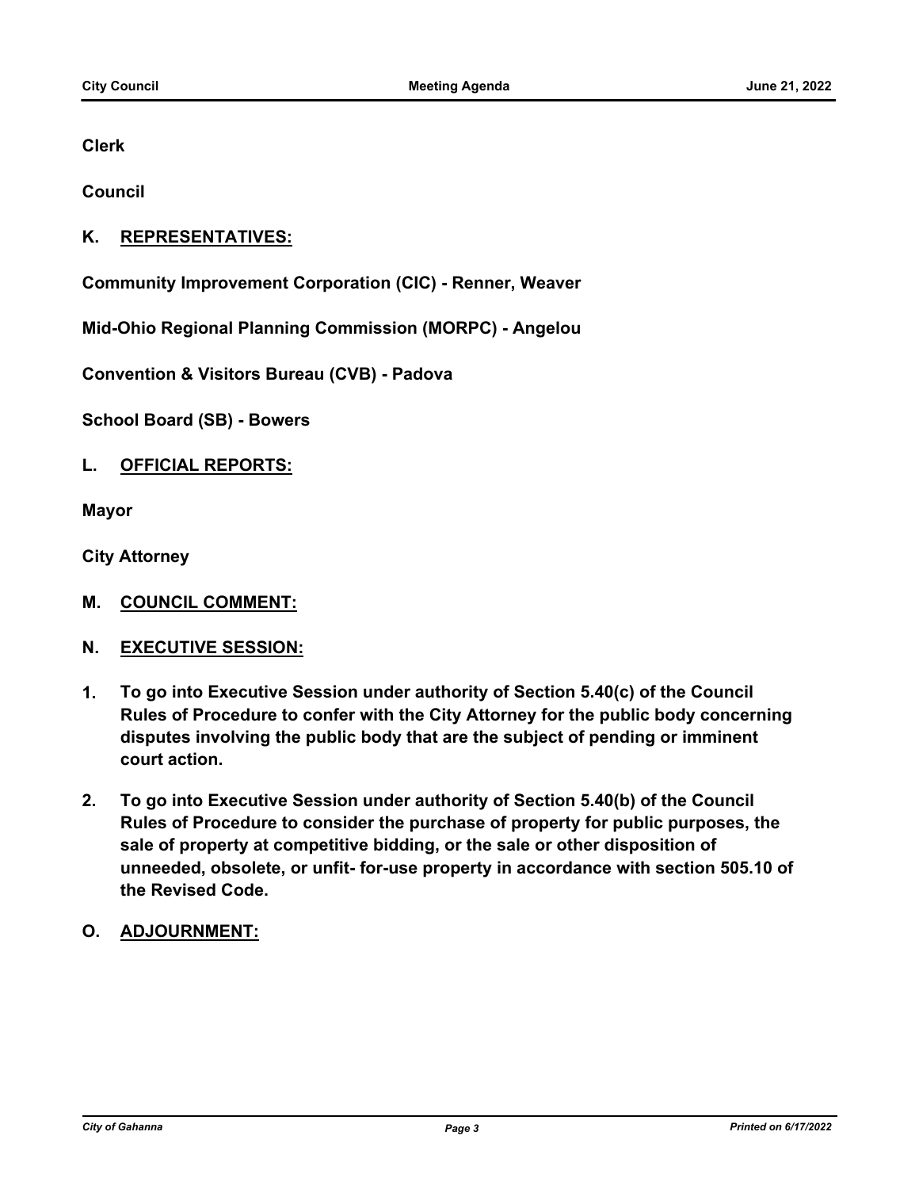**Clerk**

**Council**

## K. REPRESENTATIVES:

**Community Improvement Corporation (CIC) - Renner, Weaver**

**Mid-Ohio Regional Planning Commission (MORPC) - Angelou**

**Convention & Visitors Bureau (CVB) - Padova**

**School Board (SB) - Bowers**

## L. OFFICIAL REPORTS:

**Mayor**

**City Attorney**

## M. COUNCIL COMMENT:

## N. EXECUTIVE SESSION:

1. **To go into Executive Session under authority of Section 5.40(c) of the Council Rules of Procedure to confer with the City Attorney for the public body concerning disputes involving the public body that are the subject of pending or imminent court action.**

2. **To go into Executive Session under authority of Section 5.40(b) of the Council Rules of Procedure to consider the purchase of property for public purposes, the sale of property at competitive bidding, or the sale or other disposition of unneeded, obsolete, or unfit- for-use property in accordance with section 505.10 of the Revised Code.**

## O. ADJOURNMENT: